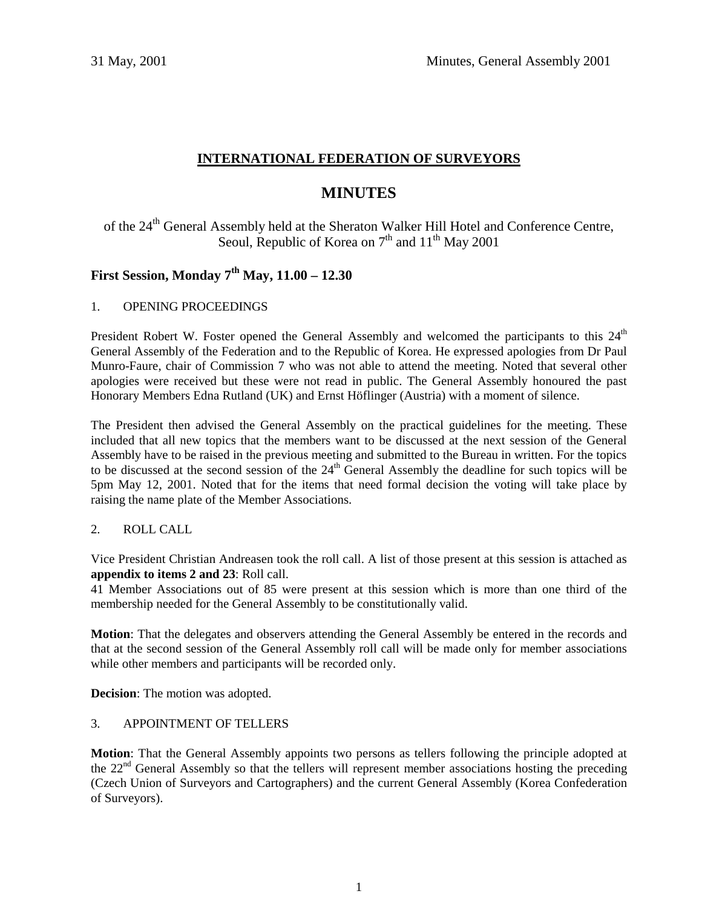# INTERNATIONAL FEDERATION OF SURVEYORS

## MINUTES

of the 24th General Assembly held at the Sheraton Walker Hill Hotel and Conference Centre, Seoul, Republic of Korea on 7th and 11th May 2001

### First Session, Monday 7th May, 11.00 – 12.30

1. OPENING PROCEEDINGS

President Robert W. Foster opened the General Assembly and welcomed the participants to this 24th General Assembly of the Federation and to the Republic of Korea. He expressed apologies from Dr Paul Munro-Faure, chair of Commission 7 who was not able to attend the meeting. Noted that several other apologies were received but these were not read in public. The General Assembly honoured the past Honorary Members Edna Rutland (UK) and Ernst Höflinger (Austria) with a moment of silence.

The President then advised the General Assembly on the practical guidelines for the meeting. These included that all new topics that the members want to be discussed at the next session of the General Assembly have to be raised in the previous meeting and submitted to the Bureau in written. For the topics to be discussed at the second session of the 24th General Assembly the deadline for such topics will be 5pm May 12, 2001. Noted that for the items that need formal decision the voting will take place by raising the name plate of the Member Associations.

2. ROLL CALL

Vice President Christian Andreasen took the roll call. A list of those present at this session is attached as **appendix to items 2 and 23**: Roll call.
41 Member Associations out of 85 were present at this session which is more than one third of the membership needed for the General Assembly to be constitutionally valid.

**Motion**: That the delegates and observers attending the General Assembly be entered in the records and that at the second session of the General Assembly roll call will be made only for member associations while other members and participants will be recorded only.

**Decision**: The motion was adopted.

3. APPOINTMENT OF TELLERS

**Motion**: That the General Assembly appoints two persons as tellers following the principle adopted at the 22nd General Assembly so that the tellers will represent member associations hosting the preceding (Czech Union of Surveyors and Cartographers) and the current General Assembly (Korea Confederation of Surveyors).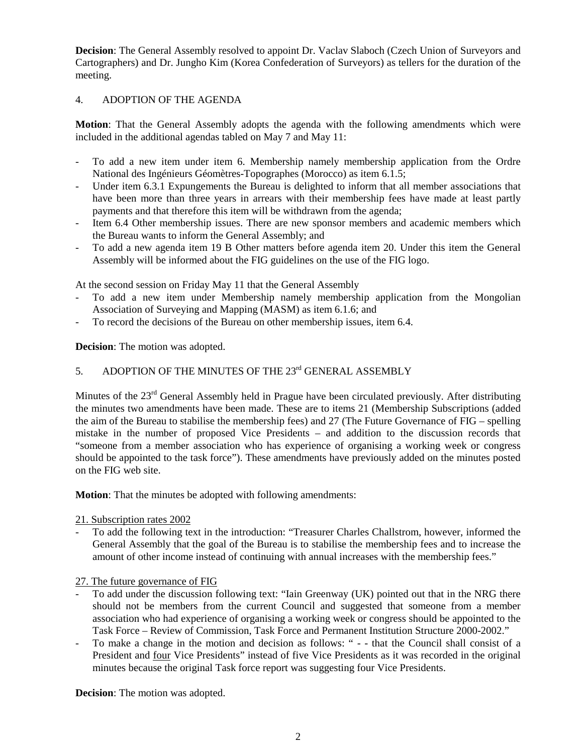**Decision**: The General Assembly resolved to appoint Dr. Vaclav Slaboch (Czech Union of Surveyors and Cartographers) and Dr. Jungho Kim (Korea Confederation of Surveyors) as tellers for the duration of the meeting.

## 4. ADOPTION OF THE AGENDA

**Motion**: That the General Assembly adopts the agenda with the following amendments which were included in the additional agendas tabled on May 7 and May 11:

- To add a new item under item 6. Membership namely membership application from the Ordre National des Ingénieurs Géomètres-Topographes (Morocco) as item 6.1.5;
- Under item 6.3.1 Expungements the Bureau is delighted to inform that all member associations that have been more than three years in arrears with their membership fees have made at least partly payments and that therefore this item will be withdrawn from the agenda;
- Item 6.4 Other membership issues. There are new sponsor members and academic members which the Bureau wants to inform the General Assembly; and
- To add a new agenda item 19 B Other matters before agenda item 20. Under this item the General Assembly will be informed about the FIG guidelines on the use of the FIG logo.

At the second session on Friday May 11 that the General Assembly

- To add a new item under Membership namely membership application from the Mongolian Association of Surveying and Mapping (MASM) as item 6.1.6; and
- To record the decisions of the Bureau on other membership issues, item 6.4.

**Decision**: The motion was adopted.

## 5. ADOPTION OF THE MINUTES OF THE 23rd GENERAL ASSEMBLY

Minutes of the 23rd General Assembly held in Prague have been circulated previously. After distributing the minutes two amendments have been made. These are to items 21 (Membership Subscriptions (added the aim of the Bureau to stabilise the membership fees) and 27 (The Future Governance of FIG – spelling mistake in the number of proposed Vice Presidents – and addition to the discussion records that "someone from a member association who has experience of organising a working week or congress should be appointed to the task force"). These amendments have previously added on the minutes posted on the FIG web site.

**Motion**: That the minutes be adopted with following amendments:

21. Subscription rates 2002

- To add the following text in the introduction: "Treasurer Charles Challstrom, however, informed the General Assembly that the goal of the Bureau is to stabilise the membership fees and to increase the amount of other income instead of continuing with annual increases with the membership fees."

27. The future governance of FIG

- To add under the discussion following text: "Iain Greenway (UK) pointed out that in the NRG there should not be members from the current Council and suggested that someone from a member association who had experience of organising a working week or congress should be appointed to the Task Force – Review of Commission, Task Force and Permanent Institution Structure 2000-2002."
- To make a change in the motion and decision as follows: " - - that the Council shall consist of a President and four Vice Presidents" instead of five Vice Presidents as it was recorded in the original minutes because the original Task force report was suggesting four Vice Presidents.

**Decision**: The motion was adopted.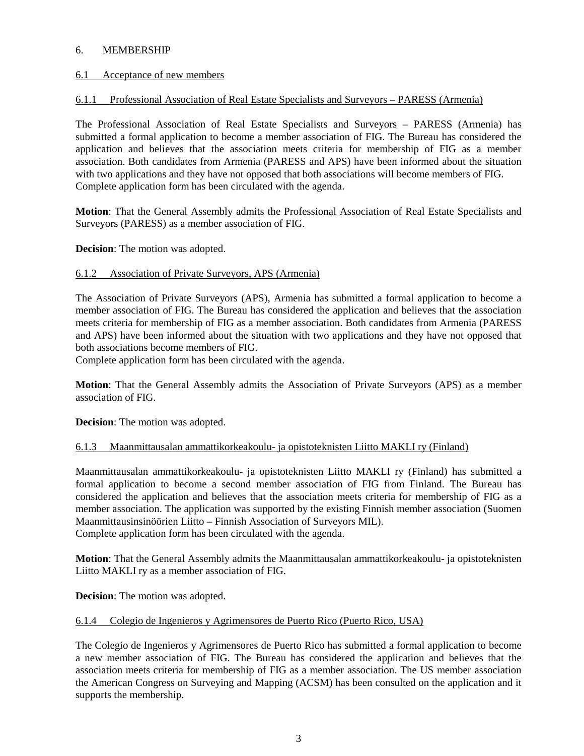# 6. MEMBERSHIP

## 6.1 Acceptance of new members

### 6.1.1 Professional Association of Real Estate Specialists and Surveyors – PARESS (Armenia)

The Professional Association of Real Estate Specialists and Surveyors – PARESS (Armenia) has submitted a formal application to become a member association of FIG. The Bureau has considered the application and believes that the association meets criteria for membership of FIG as a member association. Both candidates from Armenia (PARESS and APS) have been informed about the situation with two applications and they have not opposed that both associations will become members of FIG. Complete application form has been circulated with the agenda.

**Motion**: That the General Assembly admits the Professional Association of Real Estate Specialists and Surveyors (PARESS) as a member association of FIG.

**Decision**: The motion was adopted.

### 6.1.2 Association of Private Surveyors, APS (Armenia)

The Association of Private Surveyors (APS), Armenia has submitted a formal application to become a member association of FIG. The Bureau has considered the application and believes that the association meets criteria for membership of FIG as a member association. Both candidates from Armenia (PARESS and APS) have been informed about the situation with two applications and they have not opposed that both associations become members of FIG.
Complete application form has been circulated with the agenda.

**Motion**: That the General Assembly admits the Association of Private Surveyors (APS) as a member association of FIG.

**Decision**: The motion was adopted.

### 6.1.3 Maanmittausalan ammattikorkeakoulu- ja opistoteknisten Liitto MAKLI ry (Finland)

Maanmittausalan ammattikorkeakoulu- ja opistoteknisten Liitto MAKLI ry (Finland) has submitted a formal application to become a second member association of FIG from Finland. The Bureau has considered the application and believes that the association meets criteria for membership of FIG as a member association. The application was supported by the existing Finnish member association (Suomen Maanmittausinsinöörien Liitto – Finnish Association of Surveyors MIL).
Complete application form has been circulated with the agenda.

**Motion**: That the General Assembly admits the Maanmittausalan ammattikorkeakoulu- ja opistoteknisten Liitto MAKLI ry as a member association of FIG.

**Decision**: The motion was adopted.

### 6.1.4 Colegio de Ingenieros y Agrimensores de Puerto Rico (Puerto Rico, USA)

The Colegio de Ingenieros y Agrimensores de Puerto Rico has submitted a formal application to become a new member association of FIG. The Bureau has considered the application and believes that the association meets criteria for membership of FIG as a member association. The US member association the American Congress on Surveying and Mapping (ACSM) has been consulted on the application and it supports the membership.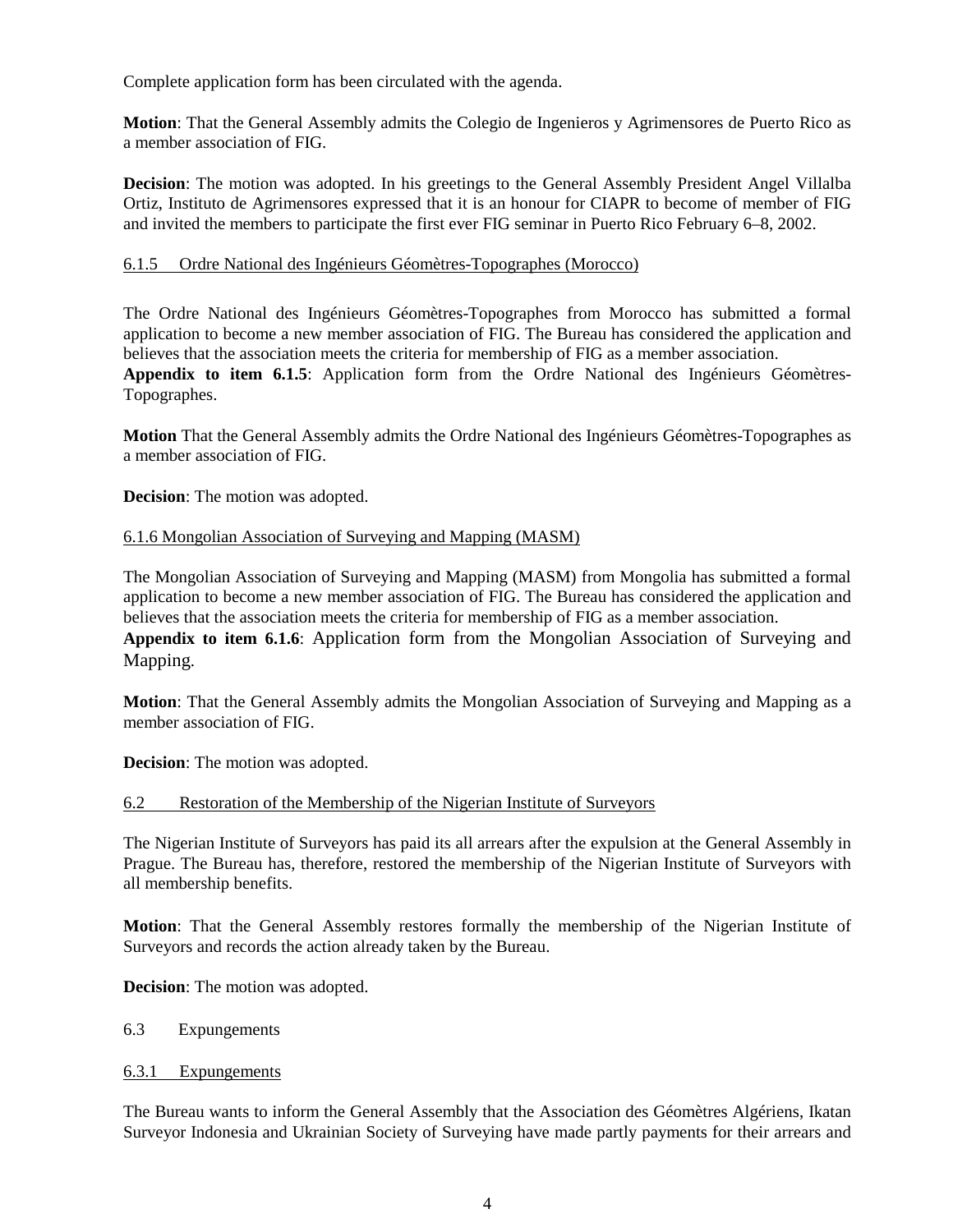Complete application form has been circulated with the agenda.

**Motion**: That the General Assembly admits the Colegio de Ingenieros y Agrimensores de Puerto Rico as a member association of FIG.

**Decision**: The motion was adopted. In his greetings to the General Assembly President Angel Villalba Ortiz, Instituto de Agrimensores expressed that it is an honour for CIAPR to become of member of FIG and invited the members to participate the first ever FIG seminar in Puerto Rico February 6–8, 2002.

6.1.5 Ordre National des Ingénieurs Géomètres-Topographes (Morocco)

The Ordre National des Ingénieurs Géomètres-Topographes from Morocco has submitted a formal application to become a new member association of FIG. The Bureau has considered the application and believes that the association meets the criteria for membership of FIG as a member association.
**Appendix to item 6.1.5**: Application form from the Ordre National des Ingénieurs Géomètres-Topographes.

**Motion** That the General Assembly admits the Ordre National des Ingénieurs Géomètres-Topographes as a member association of FIG.

**Decision**: The motion was adopted.

6.1.6 Mongolian Association of Surveying and Mapping (MASM)

The Mongolian Association of Surveying and Mapping (MASM) from Mongolia has submitted a formal application to become a new member association of FIG. The Bureau has considered the application and believes that the association meets the criteria for membership of FIG as a member association.
**Appendix to item 6.1.6**: Application form from the Mongolian Association of Surveying and Mapping.

**Motion**: That the General Assembly admits the Mongolian Association of Surveying and Mapping as a member association of FIG.

**Decision**: The motion was adopted.

6.2 Restoration of the Membership of the Nigerian Institute of Surveyors

The Nigerian Institute of Surveyors has paid its all arrears after the expulsion at the General Assembly in Prague. The Bureau has, therefore, restored the membership of the Nigerian Institute of Surveyors with all membership benefits.

**Motion**: That the General Assembly restores formally the membership of the Nigerian Institute of Surveyors and records the action already taken by the Bureau.

**Decision**: The motion was adopted.

6.3 Expungements

6.3.1 Expungements

The Bureau wants to inform the General Assembly that the Association des Géomètres Algériens, Ikatan Surveyor Indonesia and Ukrainian Society of Surveying have made partly payments for their arrears and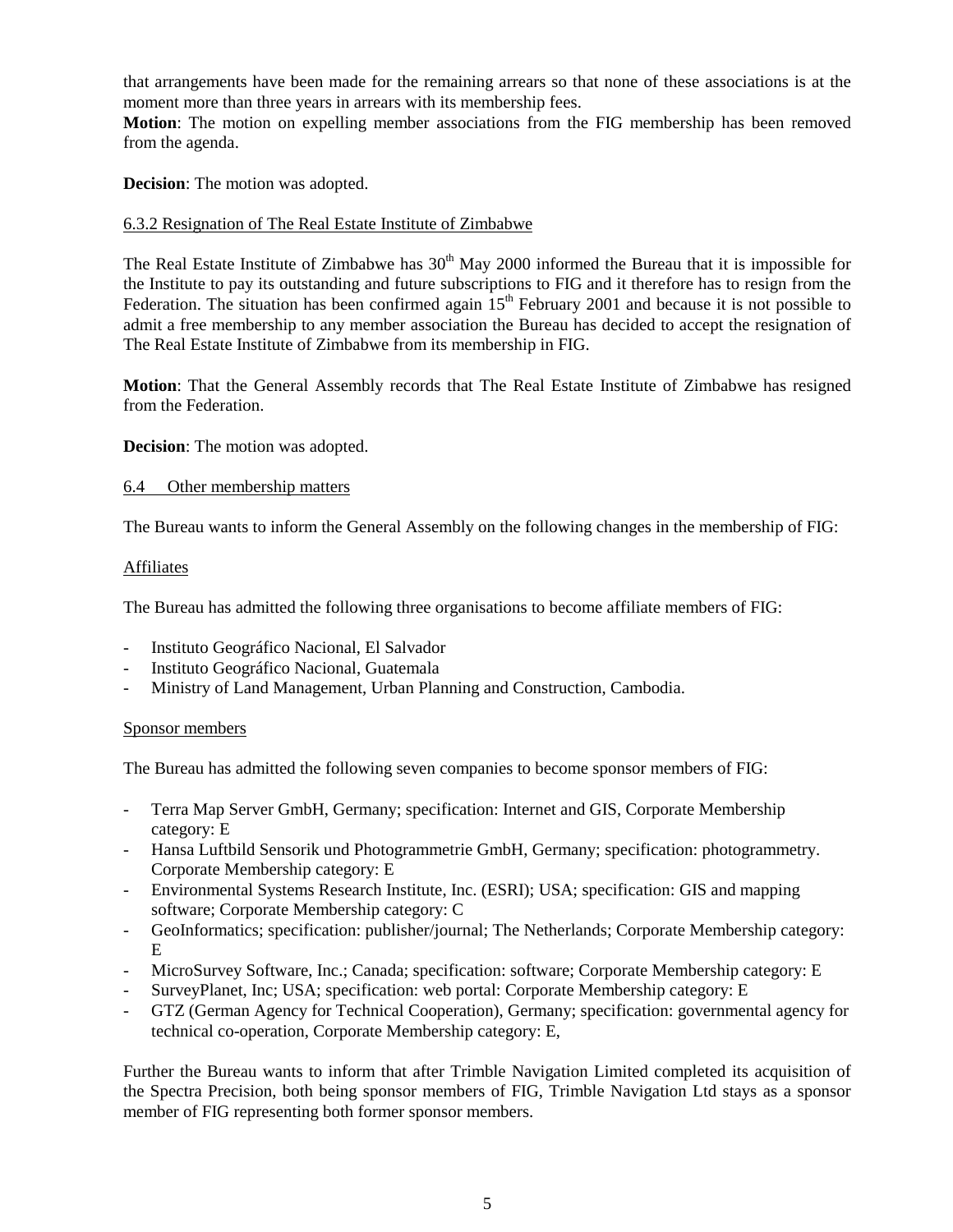that arrangements have been made for the remaining arrears so that none of these associations is at the moment more than three years in arrears with its membership fees.
**Motion**: The motion on expelling member associations from the FIG membership has been removed from the agenda.

**Decision**: The motion was adopted.

6.3.2 Resignation of The Real Estate Institute of Zimbabwe

The Real Estate Institute of Zimbabwe has 30th May 2000 informed the Bureau that it is impossible for the Institute to pay its outstanding and future subscriptions to FIG and it therefore has to resign from the Federation. The situation has been confirmed again 15th February 2001 and because it is not possible to admit a free membership to any member association the Bureau has decided to accept the resignation of The Real Estate Institute of Zimbabwe from its membership in FIG.

**Motion**: That the General Assembly records that The Real Estate Institute of Zimbabwe has resigned from the Federation.

**Decision**: The motion was adopted.

6.4 Other membership matters

The Bureau wants to inform the General Assembly on the following changes in the membership of FIG:

Affiliates

The Bureau has admitted the following three organisations to become affiliate members of FIG:

- Instituto Geográfico Nacional, El Salvador
- Instituto Geográfico Nacional, Guatemala
- Ministry of Land Management, Urban Planning and Construction, Cambodia.

Sponsor members

The Bureau has admitted the following seven companies to become sponsor members of FIG:

- Terra Map Server GmbH, Germany; specification: Internet and GIS, Corporate Membership category: E
- Hansa Luftbild Sensorik und Photogrammetrie GmbH, Germany; specification: photogrammetry. Corporate Membership category: E
- Environmental Systems Research Institute, Inc. (ESRI); USA; specification: GIS and mapping software; Corporate Membership category: C
- GeoInformatics; specification: publisher/journal; The Netherlands; Corporate Membership category: E
- MicroSurvey Software, Inc.; Canada; specification: software; Corporate Membership category: E
- SurveyPlanet, Inc; USA; specification: web portal: Corporate Membership category: E
- GTZ (German Agency for Technical Cooperation), Germany; specification: governmental agency for technical co-operation, Corporate Membership category: E,

Further the Bureau wants to inform that after Trimble Navigation Limited completed its acquisition of the Spectra Precision, both being sponsor members of FIG, Trimble Navigation Ltd stays as a sponsor member of FIG representing both former sponsor members.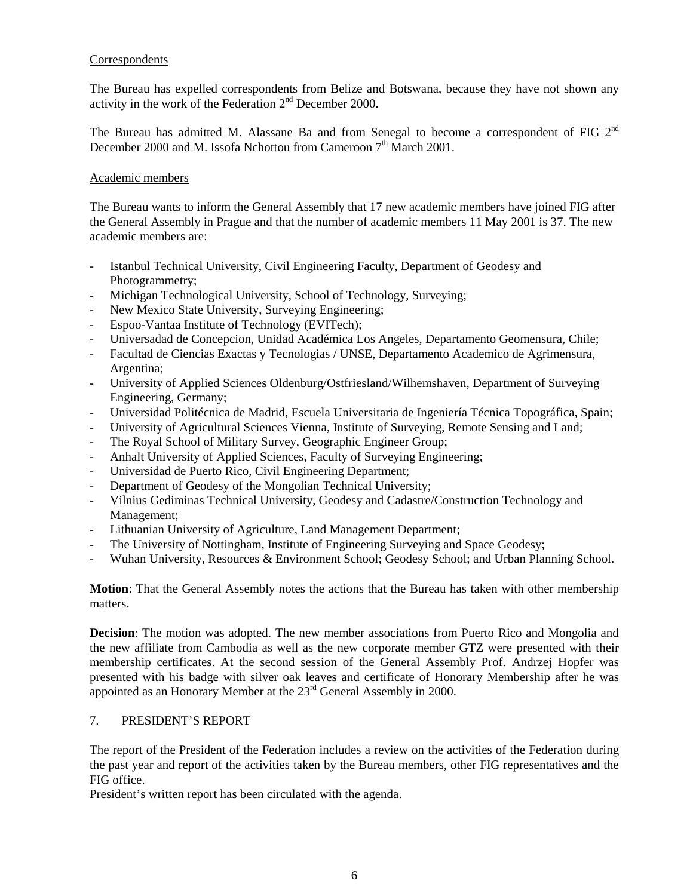Correspondents

The Bureau has expelled correspondents from Belize and Botswana, because they have not shown any activity in the work of the Federation 2nd December 2000.

The Bureau has admitted M. Alassane Ba and from Senegal to become a correspondent of FIG 2nd December 2000 and M. Issofa Nchottou from Cameroon 7th March 2001.

Academic members

The Bureau wants to inform the General Assembly that 17 new academic members have joined FIG after the General Assembly in Prague and that the number of academic members 11 May 2001 is 37. The new academic members are:

- Istanbul Technical University, Civil Engineering Faculty, Department of Geodesy and Photogrammetry;
- Michigan Technological University, School of Technology, Surveying;
- New Mexico State University, Surveying Engineering;
- Espoo-Vantaa Institute of Technology (EVITech);
- Universadad de Concepcion, Unidad Académica Los Angeles, Departamento Geomensura, Chile;
- Facultad de Ciencias Exactas y Tecnologias / UNSE, Departamento Academico de Agrimensura, Argentina;
- University of Applied Sciences Oldenburg/Ostfriesland/Wilhemshaven, Department of Surveying Engineering, Germany;
- Universidad Politécnica de Madrid, Escuela Universitaria de Ingeniería Técnica Topográfica, Spain;
- University of Agricultural Sciences Vienna, Institute of Surveying, Remote Sensing and Land;
- The Royal School of Military Survey, Geographic Engineer Group;
- Anhalt University of Applied Sciences, Faculty of Surveying Engineering;
- Universidad de Puerto Rico, Civil Engineering Department;
- Department of Geodesy of the Mongolian Technical University;
- Vilnius Gediminas Technical University, Geodesy and Cadastre/Construction Technology and Management;
- Lithuanian University of Agriculture, Land Management Department;
- The University of Nottingham, Institute of Engineering Surveying and Space Geodesy;
- Wuhan University, Resources & Environment School; Geodesy School; and Urban Planning School.

**Motion**: That the General Assembly notes the actions that the Bureau has taken with other membership matters.

**Decision**: The motion was adopted. The new member associations from Puerto Rico and Mongolia and the new affiliate from Cambodia as well as the new corporate member GTZ were presented with their membership certificates. At the second session of the General Assembly Prof. Andrzej Hopfer was presented with his badge with silver oak leaves and certificate of Honorary Membership after he was appointed as an Honorary Member at the 23rd General Assembly in 2000.

## 7. PRESIDENT'S REPORT

The report of the President of the Federation includes a review on the activities of the Federation during the past year and report of the activities taken by the Bureau members, other FIG representatives and the FIG office.
President's written report has been circulated with the agenda.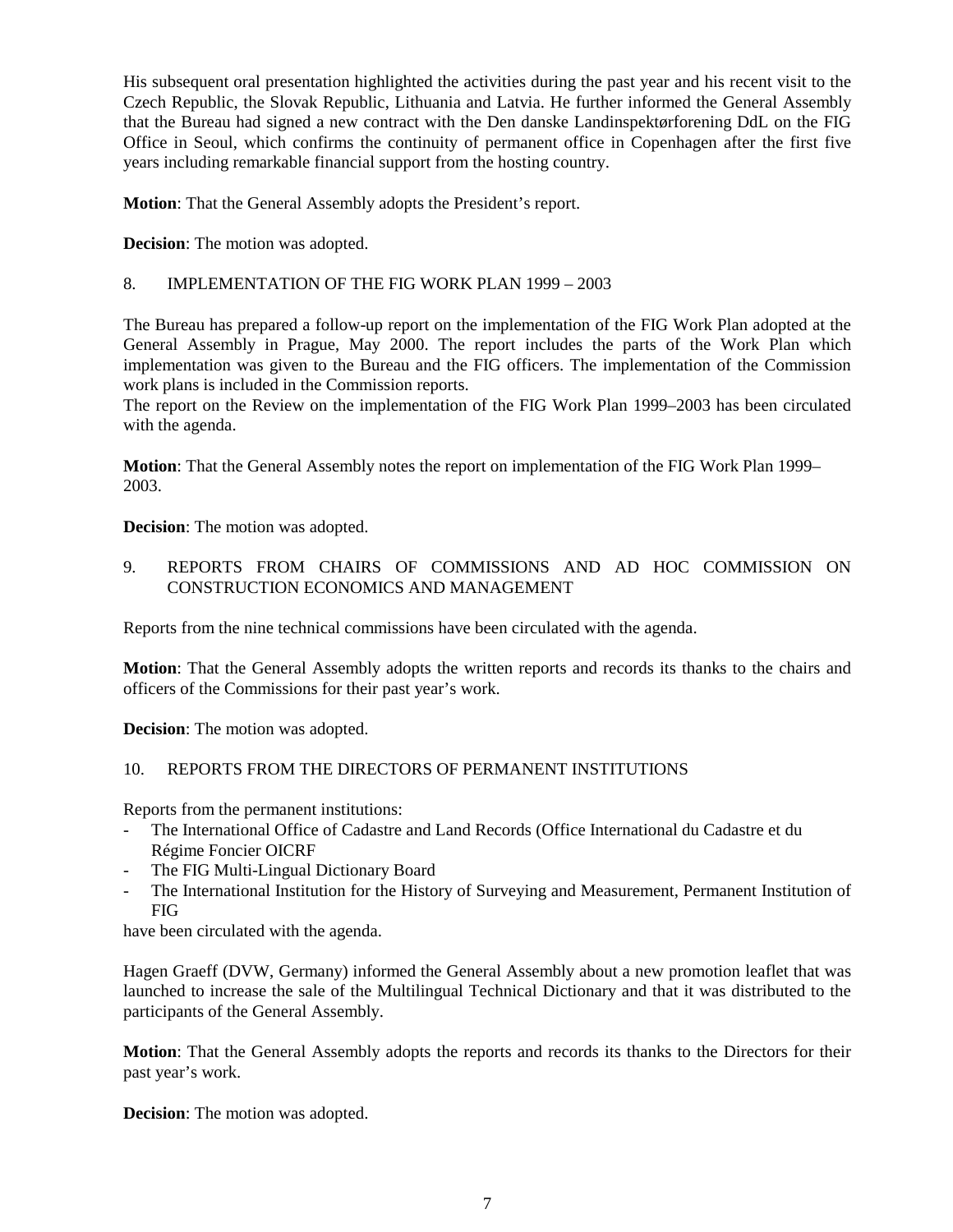His subsequent oral presentation highlighted the activities during the past year and his recent visit to the Czech Republic, the Slovak Republic, Lithuania and Latvia. He further informed the General Assembly that the Bureau had signed a new contract with the Den danske Landinspektørforening DdL on the FIG Office in Seoul, which confirms the continuity of permanent office in Copenhagen after the first five years including remarkable financial support from the hosting country.

**Motion**: That the General Assembly adopts the President's report.

**Decision**: The motion was adopted.

## 8. IMPLEMENTATION OF THE FIG WORK PLAN 1999 – 2003

The Bureau has prepared a follow-up report on the implementation of the FIG Work Plan adopted at the General Assembly in Prague, May 2000. The report includes the parts of the Work Plan which implementation was given to the Bureau and the FIG officers. The implementation of the Commission work plans is included in the Commission reports.
The report on the Review on the implementation of the FIG Work Plan 1999–2003 has been circulated with the agenda.

**Motion**: That the General Assembly notes the report on implementation of the FIG Work Plan 1999–2003.

**Decision**: The motion was adopted.

## 9. REPORTS FROM CHAIRS OF COMMISSIONS AND AD HOC COMMISSION ON CONSTRUCTION ECONOMICS AND MANAGEMENT

Reports from the nine technical commissions have been circulated with the agenda.

**Motion**: That the General Assembly adopts the written reports and records its thanks to the chairs and officers of the Commissions for their past year's work.

**Decision**: The motion was adopted.

## 10. REPORTS FROM THE DIRECTORS OF PERMANENT INSTITUTIONS

Reports from the permanent institutions:

- The International Office of Cadastre and Land Records (Office International du Cadastre et du Régime Foncier OICRF
- The FIG Multi-Lingual Dictionary Board
- The International Institution for the History of Surveying and Measurement, Permanent Institution of FIG

have been circulated with the agenda.

Hagen Graeff (DVW, Germany) informed the General Assembly about a new promotion leaflet that was launched to increase the sale of the Multilingual Technical Dictionary and that it was distributed to the participants of the General Assembly.

**Motion**: That the General Assembly adopts the reports and records its thanks to the Directors for their past year's work.

**Decision**: The motion was adopted.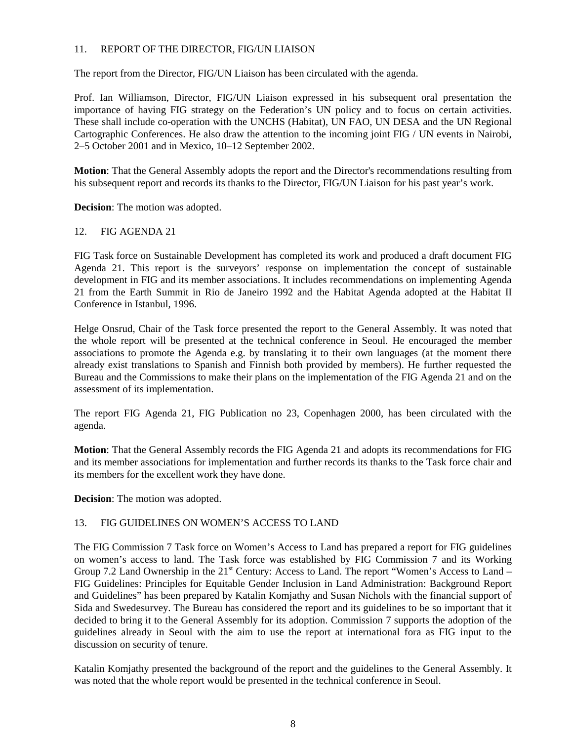## 11. REPORT OF THE DIRECTOR, FIG/UN LIAISON

The report from the Director, FIG/UN Liaison has been circulated with the agenda.

Prof. Ian Williamson, Director, FIG/UN Liaison expressed in his subsequent oral presentation the importance of having FIG strategy on the Federation's UN policy and to focus on certain activities. These shall include co-operation with the UNCHS (Habitat), UN FAO, UN DESA and the UN Regional Cartographic Conferences. He also draw the attention to the incoming joint FIG / UN events in Nairobi, 2–5 October 2001 and in Mexico, 10–12 September 2002.

**Motion**: That the General Assembly adopts the report and the Director's recommendations resulting from his subsequent report and records its thanks to the Director, FIG/UN Liaison for his past year's work.

**Decision**: The motion was adopted.

## 12. FIG AGENDA 21

FIG Task force on Sustainable Development has completed its work and produced a draft document FIG Agenda 21. This report is the surveyors' response on implementation the concept of sustainable development in FIG and its member associations. It includes recommendations on implementing Agenda 21 from the Earth Summit in Rio de Janeiro 1992 and the Habitat Agenda adopted at the Habitat II Conference in Istanbul, 1996.

Helge Onsrud, Chair of the Task force presented the report to the General Assembly. It was noted that the whole report will be presented at the technical conference in Seoul. He encouraged the member associations to promote the Agenda e.g. by translating it to their own languages (at the moment there already exist translations to Spanish and Finnish both provided by members). He further requested the Bureau and the Commissions to make their plans on the implementation of the FIG Agenda 21 and on the assessment of its implementation.

The report FIG Agenda 21, FIG Publication no 23, Copenhagen 2000, has been circulated with the agenda.

**Motion**: That the General Assembly records the FIG Agenda 21 and adopts its recommendations for FIG and its member associations for implementation and further records its thanks to the Task force chair and its members for the excellent work they have done.

**Decision**: The motion was adopted.

## 13. FIG GUIDELINES ON WOMEN'S ACCESS TO LAND

The FIG Commission 7 Task force on Women's Access to Land has prepared a report for FIG guidelines on women's access to land. The Task force was established by FIG Commission 7 and its Working Group 7.2 Land Ownership in the 21st Century: Access to Land. The report "Women's Access to Land – FIG Guidelines: Principles for Equitable Gender Inclusion in Land Administration: Background Report and Guidelines" has been prepared by Katalin Komjathy and Susan Nichols with the financial support of Sida and Swedesurvey. The Bureau has considered the report and its guidelines to be so important that it decided to bring it to the General Assembly for its adoption. Commission 7 supports the adoption of the guidelines already in Seoul with the aim to use the report at international fora as FIG input to the discussion on security of tenure.

Katalin Komjathy presented the background of the report and the guidelines to the General Assembly. It was noted that the whole report would be presented in the technical conference in Seoul.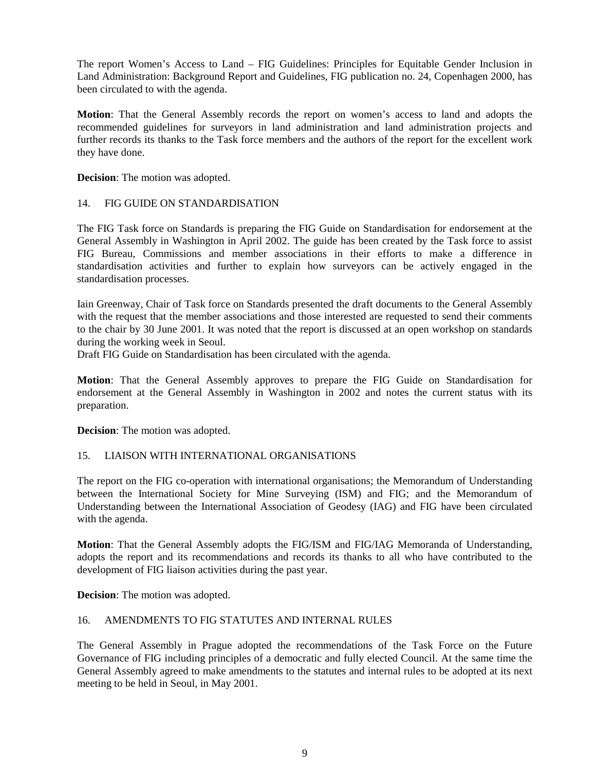The report Women's Access to Land – FIG Guidelines: Principles for Equitable Gender Inclusion in Land Administration: Background Report and Guidelines, FIG publication no. 24, Copenhagen 2000, has been circulated to with the agenda.

**Motion**: That the General Assembly records the report on women's access to land and adopts the recommended guidelines for surveyors in land administration and land administration projects and further records its thanks to the Task force members and the authors of the report for the excellent work they have done.

**Decision**: The motion was adopted.

## 14. FIG GUIDE ON STANDARDISATION

The FIG Task force on Standards is preparing the FIG Guide on Standardisation for endorsement at the General Assembly in Washington in April 2002. The guide has been created by the Task force to assist FIG Bureau, Commissions and member associations in their efforts to make a difference in standardisation activities and further to explain how surveyors can be actively engaged in the standardisation processes.

Iain Greenway, Chair of Task force on Standards presented the draft documents to the General Assembly with the request that the member associations and those interested are requested to send their comments to the chair by 30 June 2001. It was noted that the report is discussed at an open workshop on standards during the working week in Seoul.
Draft FIG Guide on Standardisation has been circulated with the agenda.

**Motion**: That the General Assembly approves to prepare the FIG Guide on Standardisation for endorsement at the General Assembly in Washington in 2002 and notes the current status with its preparation.

**Decision**: The motion was adopted.

## 15. LIAISON WITH INTERNATIONAL ORGANISATIONS

The report on the FIG co-operation with international organisations; the Memorandum of Understanding between the International Society for Mine Surveying (ISM) and FIG; and the Memorandum of Understanding between the International Association of Geodesy (IAG) and FIG have been circulated with the agenda.

**Motion**: That the General Assembly adopts the FIG/ISM and FIG/IAG Memoranda of Understanding, adopts the report and its recommendations and records its thanks to all who have contributed to the development of FIG liaison activities during the past year.

**Decision**: The motion was adopted.

## 16. AMENDMENTS TO FIG STATUTES AND INTERNAL RULES

The General Assembly in Prague adopted the recommendations of the Task Force on the Future Governance of FIG including principles of a democratic and fully elected Council. At the same time the General Assembly agreed to make amendments to the statutes and internal rules to be adopted at its next meeting to be held in Seoul, in May 2001.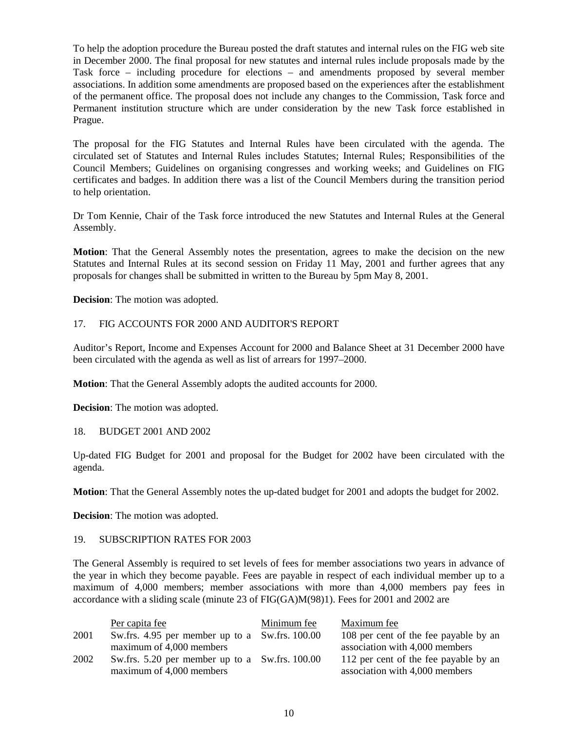To help the adoption procedure the Bureau posted the draft statutes and internal rules on the FIG web site in December 2000. The final proposal for new statutes and internal rules include proposals made by the Task force – including procedure for elections – and amendments proposed by several member associations. In addition some amendments are proposed based on the experiences after the establishment of the permanent office. The proposal does not include any changes to the Commission, Task force and Permanent institution structure which are under consideration by the new Task force established in Prague.

The proposal for the FIG Statutes and Internal Rules have been circulated with the agenda. The circulated set of Statutes and Internal Rules includes Statutes; Internal Rules; Responsibilities of the Council Members; Guidelines on organising congresses and working weeks; and Guidelines on FIG certificates and badges. In addition there was a list of the Council Members during the transition period to help orientation.

Dr Tom Kennie, Chair of the Task force introduced the new Statutes and Internal Rules at the General Assembly.

**Motion**: That the General Assembly notes the presentation, agrees to make the decision on the new Statutes and Internal Rules at its second session on Friday 11 May, 2001 and further agrees that any proposals for changes shall be submitted in written to the Bureau by 5pm May 8, 2001.

**Decision**: The motion was adopted.

## 17. FIG ACCOUNTS FOR 2000 AND AUDITOR'S REPORT

Auditor's Report, Income and Expenses Account for 2000 and Balance Sheet at 31 December 2000 have been circulated with the agenda as well as list of arrears for 1997–2000.

**Motion**: That the General Assembly adopts the audited accounts for 2000.

**Decision**: The motion was adopted.

## 18. BUDGET 2001 AND 2002

Up-dated FIG Budget for 2001 and proposal for the Budget for 2002 have been circulated with the agenda.

**Motion**: That the General Assembly notes the up-dated budget for 2001 and adopts the budget for 2002.

**Decision**: The motion was adopted.

## 19. SUBSCRIPTION RATES FOR 2003

The General Assembly is required to set levels of fees for member associations two years in advance of the year in which they become payable. Fees are payable in respect of each individual member up to a maximum of 4,000 members; member associations with more than 4,000 members pay fees in accordance with a sliding scale (minute 23 of FIG(GA)M(98)1). Fees for 2001 and 2002 are

| | Per capita fee | Minimum fee | Maximum fee |
|---|---|---|---|
| 2001 | Sw.frs. 4.95 per member up to a maximum of 4,000 members | Sw.frs. 100.00 | 108 per cent of the fee payable by an association with 4,000 members |
| 2002 | Sw.frs. 5.20 per member up to a maximum of 4,000 members | Sw.frs. 100.00 | 112 per cent of the fee payable by an association with 4,000 members |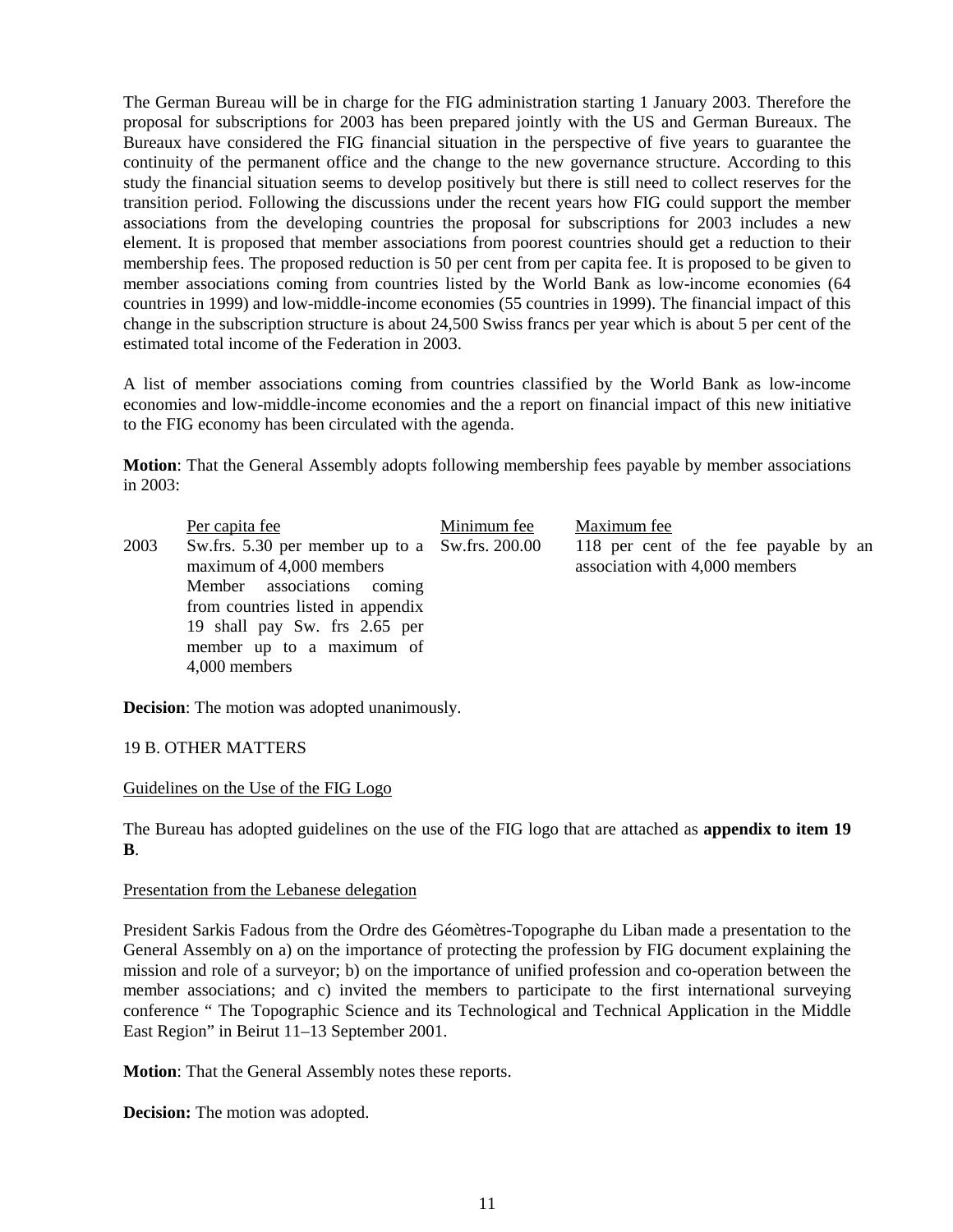The German Bureau will be in charge for the FIG administration starting 1 January 2003. Therefore the proposal for subscriptions for 2003 has been prepared jointly with the US and German Bureaux. The Bureaux have considered the FIG financial situation in the perspective of five years to guarantee the continuity of the permanent office and the change to the new governance structure. According to this study the financial situation seems to develop positively but there is still need to collect reserves for the transition period. Following the discussions under the recent years how FIG could support the member associations from the developing countries the proposal for subscriptions for 2003 includes a new element. It is proposed that member associations from poorest countries should get a reduction to their membership fees. The proposed reduction is 50 per cent from per capita fee. It is proposed to be given to member associations coming from countries listed by the World Bank as low-income economies (64 countries in 1999) and low-middle-income economies (55 countries in 1999). The financial impact of this change in the subscription structure is about 24,500 Swiss francs per year which is about 5 per cent of the estimated total income of the Federation in 2003.

A list of member associations coming from countries classified by the World Bank as low-income economies and low-middle-income economies and the a report on financial impact of this new initiative to the FIG economy has been circulated with the agenda.

**Motion**: That the General Assembly adopts following membership fees payable by member associations in 2003:

| | Per capita fee | Minimum fee | Maximum fee |
|---|---|---|---|
| 2003 | Sw.frs. 5.30 per member up to a maximum of 4,000 members<br>Member associations coming from countries listed in appendix 19 shall pay Sw. frs 2.65 per member up to a maximum of 4,000 members | Sw.frs. 200.00 | 118 per cent of the fee payable by an association with 4,000 members |

**Decision**: The motion was adopted unanimously.

19 B. OTHER MATTERS

Guidelines on the Use of the FIG Logo

The Bureau has adopted guidelines on the use of the FIG logo that are attached as **appendix to item 19 B**.

Presentation from the Lebanese delegation

President Sarkis Fadous from the Ordre des Géomètres-Topographe du Liban made a presentation to the General Assembly on a) on the importance of protecting the profession by FIG document explaining the mission and role of a surveyor; b) on the importance of unified profession and co-operation between the member associations; and c) invited the members to participate to the first international surveying conference " The Topographic Science and its Technological and Technical Application in the Middle East Region" in Beirut 11–13 September 2001.

**Motion**: That the General Assembly notes these reports.

**Decision:** The motion was adopted.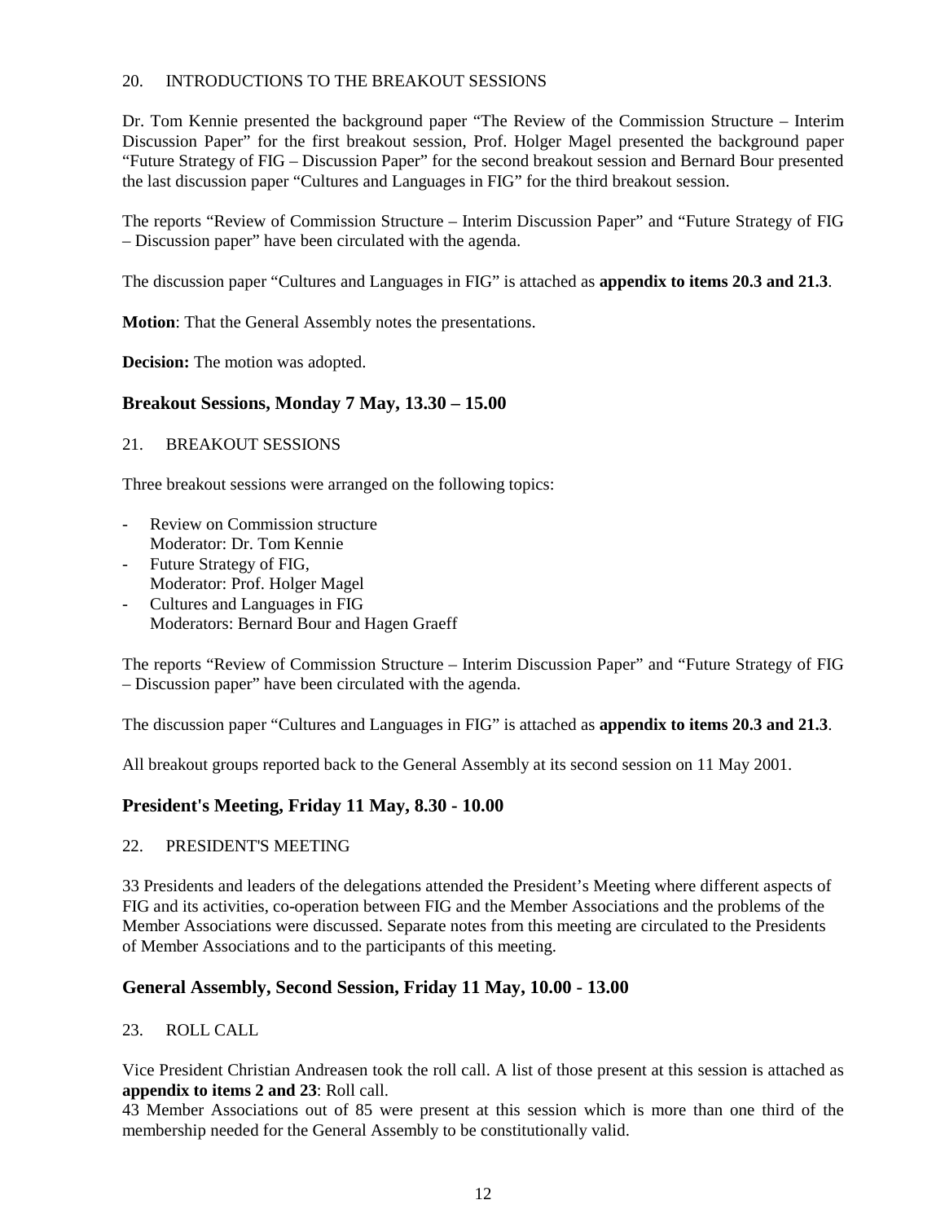20. INTRODUCTIONS TO THE BREAKOUT SESSIONS

Dr. Tom Kennie presented the background paper "The Review of the Commission Structure – Interim Discussion Paper" for the first breakout session, Prof. Holger Magel presented the background paper "Future Strategy of FIG – Discussion Paper" for the second breakout session and Bernard Bour presented the last discussion paper "Cultures and Languages in FIG" for the third breakout session.

The reports "Review of Commission Structure – Interim Discussion Paper" and "Future Strategy of FIG – Discussion paper" have been circulated with the agenda.

The discussion paper "Cultures and Languages in FIG" is attached as **appendix to items 20.3 and 21.3**.

**Motion**: That the General Assembly notes the presentations.

**Decision:** The motion was adopted.

## Breakout Sessions, Monday 7 May, 13.30 – 15.00

21. BREAKOUT SESSIONS

Three breakout sessions were arranged on the following topics:

- Review on Commission structure
  Moderator: Dr. Tom Kennie
- Future Strategy of FIG,
  Moderator: Prof. Holger Magel
- Cultures and Languages in FIG
  Moderators: Bernard Bour and Hagen Graeff

The reports "Review of Commission Structure – Interim Discussion Paper" and "Future Strategy of FIG – Discussion paper" have been circulated with the agenda.

The discussion paper "Cultures and Languages in FIG" is attached as **appendix to items 20.3 and 21.3**.

All breakout groups reported back to the General Assembly at its second session on 11 May 2001.

## President's Meeting, Friday 11 May, 8.30 - 10.00

22. PRESIDENT'S MEETING

33 Presidents and leaders of the delegations attended the President's Meeting where different aspects of FIG and its activities, co-operation between FIG and the Member Associations and the problems of the Member Associations were discussed. Separate notes from this meeting are circulated to the Presidents of Member Associations and to the participants of this meeting.

## General Assembly, Second Session, Friday 11 May, 10.00 - 13.00

23. ROLL CALL

Vice President Christian Andreasen took the roll call. A list of those present at this session is attached as **appendix to items 2 and 23**: Roll call.
43 Member Associations out of 85 were present at this session which is more than one third of the membership needed for the General Assembly to be constitutionally valid.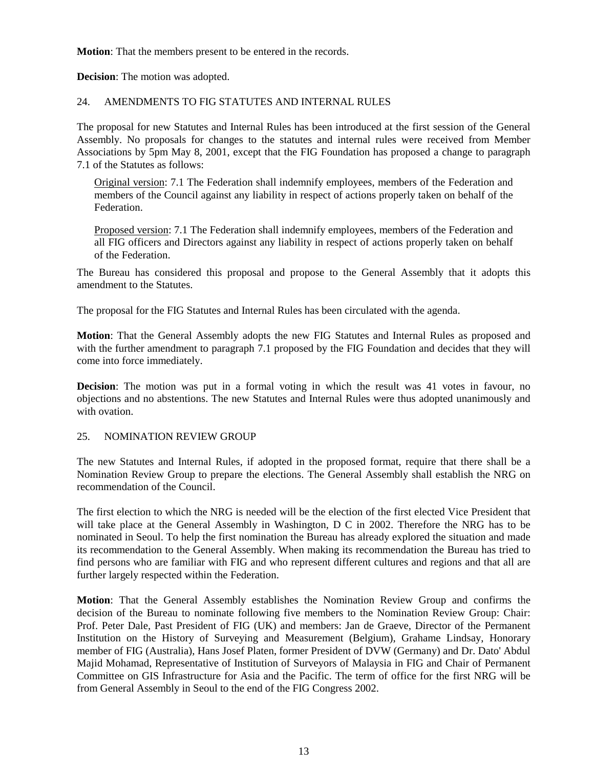**Motion**: That the members present to be entered in the records.

**Decision**: The motion was adopted.

## 24. AMENDMENTS TO FIG STATUTES AND INTERNAL RULES

The proposal for new Statutes and Internal Rules has been introduced at the first session of the General Assembly. No proposals for changes to the statutes and internal rules were received from Member Associations by 5pm May 8, 2001, except that the FIG Foundation has proposed a change to paragraph 7.1 of the Statutes as follows:

> Original version: 7.1 The Federation shall indemnify employees, members of the Federation and members of the Council against any liability in respect of actions properly taken on behalf of the Federation.
>
> Proposed version: 7.1 The Federation shall indemnify employees, members of the Federation and all FIG officers and Directors against any liability in respect of actions properly taken on behalf of the Federation.

The Bureau has considered this proposal and propose to the General Assembly that it adopts this amendment to the Statutes.

The proposal for the FIG Statutes and Internal Rules has been circulated with the agenda.

**Motion**: That the General Assembly adopts the new FIG Statutes and Internal Rules as proposed and with the further amendment to paragraph 7.1 proposed by the FIG Foundation and decides that they will come into force immediately.

**Decision**: The motion was put in a formal voting in which the result was 41 votes in favour, no objections and no abstentions. The new Statutes and Internal Rules were thus adopted unanimously and with ovation.

## 25. NOMINATION REVIEW GROUP

The new Statutes and Internal Rules, if adopted in the proposed format, require that there shall be a Nomination Review Group to prepare the elections. The General Assembly shall establish the NRG on recommendation of the Council.

The first election to which the NRG is needed will be the election of the first elected Vice President that will take place at the General Assembly in Washington, D C in 2002. Therefore the NRG has to be nominated in Seoul. To help the first nomination the Bureau has already explored the situation and made its recommendation to the General Assembly. When making its recommendation the Bureau has tried to find persons who are familiar with FIG and who represent different cultures and regions and that all are further largely respected within the Federation.

**Motion**: That the General Assembly establishes the Nomination Review Group and confirms the decision of the Bureau to nominate following five members to the Nomination Review Group: Chair: Prof. Peter Dale, Past President of FIG (UK) and members: Jan de Graeve, Director of the Permanent Institution on the History of Surveying and Measurement (Belgium), Grahame Lindsay, Honorary member of FIG (Australia), Hans Josef Platen, former President of DVW (Germany) and Dr. Dato' Abdul Majid Mohamad, Representative of Institution of Surveyors of Malaysia in FIG and Chair of Permanent Committee on GIS Infrastructure for Asia and the Pacific. The term of office for the first NRG will be from General Assembly in Seoul to the end of the FIG Congress 2002.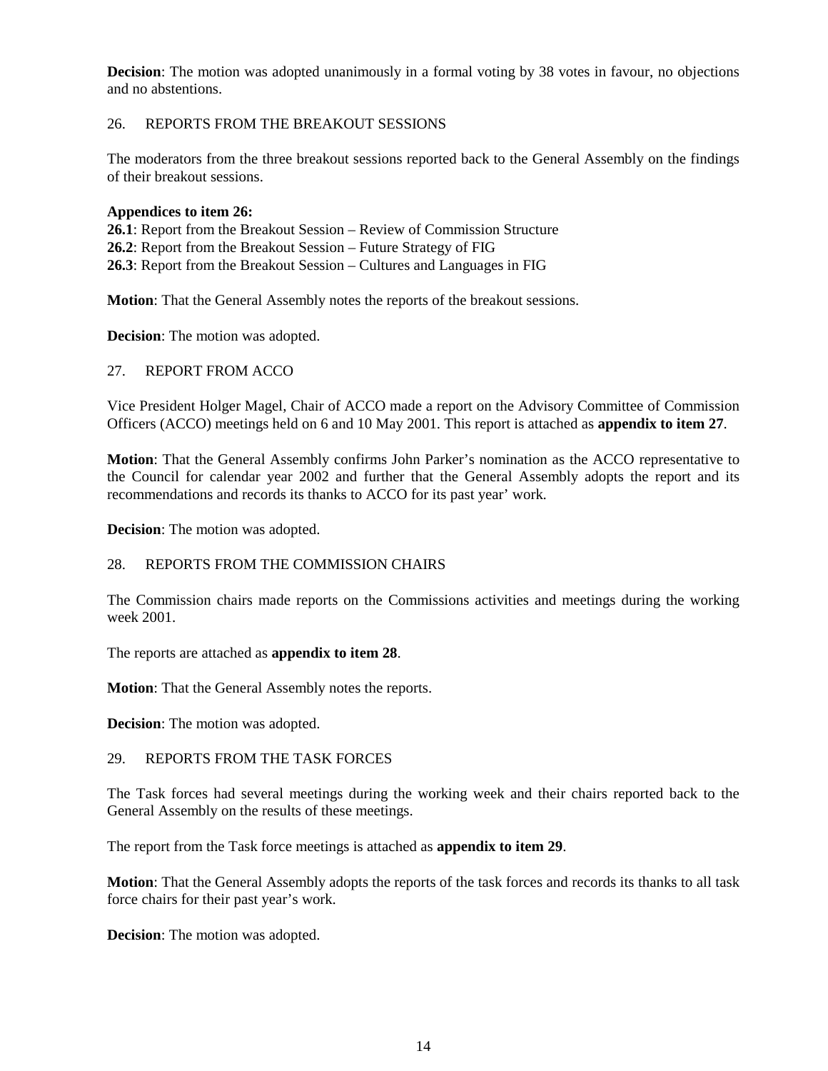**Decision**: The motion was adopted unanimously in a formal voting by 38 votes in favour, no objections and no abstentions.

## 26. REPORTS FROM THE BREAKOUT SESSIONS

The moderators from the three breakout sessions reported back to the General Assembly on the findings of their breakout sessions.

**Appendices to item 26:**
**26.1**: Report from the Breakout Session – Review of Commission Structure
**26.2**: Report from the Breakout Session – Future Strategy of FIG
**26.3**: Report from the Breakout Session – Cultures and Languages in FIG

**Motion**: That the General Assembly notes the reports of the breakout sessions.

**Decision**: The motion was adopted.

## 27. REPORT FROM ACCO

Vice President Holger Magel, Chair of ACCO made a report on the Advisory Committee of Commission Officers (ACCO) meetings held on 6 and 10 May 2001. This report is attached as **appendix to item 27**.

**Motion**: That the General Assembly confirms John Parker's nomination as the ACCO representative to the Council for calendar year 2002 and further that the General Assembly adopts the report and its recommendations and records its thanks to ACCO for its past year' work.

**Decision**: The motion was adopted.

## 28. REPORTS FROM THE COMMISSION CHAIRS

The Commission chairs made reports on the Commissions activities and meetings during the working week 2001.

The reports are attached as **appendix to item 28**.

**Motion**: That the General Assembly notes the reports.

**Decision**: The motion was adopted.

## 29. REPORTS FROM THE TASK FORCES

The Task forces had several meetings during the working week and their chairs reported back to the General Assembly on the results of these meetings.

The report from the Task force meetings is attached as **appendix to item 29**.

**Motion**: That the General Assembly adopts the reports of the task forces and records its thanks to all task force chairs for their past year's work.

**Decision**: The motion was adopted.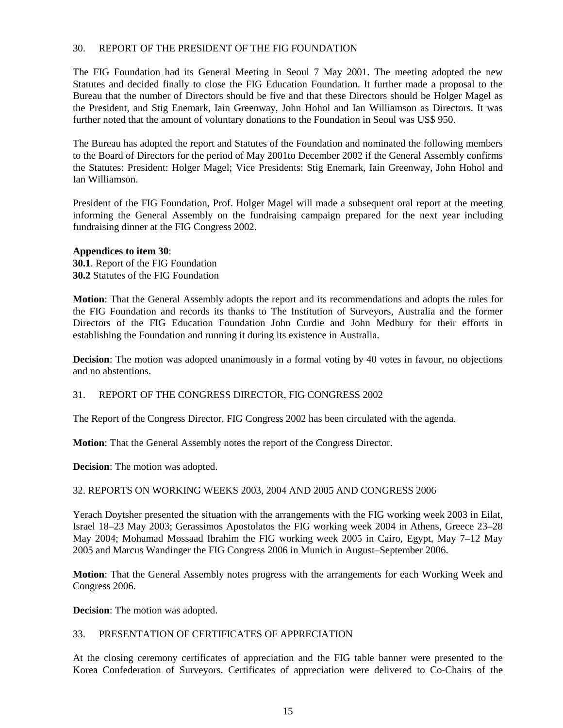## 30. REPORT OF THE PRESIDENT OF THE FIG FOUNDATION

The FIG Foundation had its General Meeting in Seoul 7 May 2001. The meeting adopted the new Statutes and decided finally to close the FIG Education Foundation. It further made a proposal to the Bureau that the number of Directors should be five and that these Directors should be Holger Magel as the President, and Stig Enemark, Iain Greenway, John Hohol and Ian Williamson as Directors. It was further noted that the amount of voluntary donations to the Foundation in Seoul was US$ 950.

The Bureau has adopted the report and Statutes of the Foundation and nominated the following members to the Board of Directors for the period of May 2001to December 2002 if the General Assembly confirms the Statutes: President: Holger Magel; Vice Presidents: Stig Enemark, Iain Greenway, John Hohol and Ian Williamson.

President of the FIG Foundation, Prof. Holger Magel will made a subsequent oral report at the meeting informing the General Assembly on the fundraising campaign prepared for the next year including fundraising dinner at the FIG Congress 2002.

**Appendices to item 30**:
**30.1**. Report of the FIG Foundation
**30.2** Statutes of the FIG Foundation

**Motion**: That the General Assembly adopts the report and its recommendations and adopts the rules for the FIG Foundation and records its thanks to The Institution of Surveyors, Australia and the former Directors of the FIG Education Foundation John Curdie and John Medbury for their efforts in establishing the Foundation and running it during its existence in Australia.

**Decision**: The motion was adopted unanimously in a formal voting by 40 votes in favour, no objections and no abstentions.

## 31. REPORT OF THE CONGRESS DIRECTOR, FIG CONGRESS 2002

The Report of the Congress Director, FIG Congress 2002 has been circulated with the agenda.

**Motion**: That the General Assembly notes the report of the Congress Director.

**Decision**: The motion was adopted.

## 32. REPORTS ON WORKING WEEKS 2003, 2004 AND 2005 AND CONGRESS 2006

Yerach Doytsher presented the situation with the arrangements with the FIG working week 2003 in Eilat, Israel 18–23 May 2003; Gerassimos Apostolatos the FIG working week 2004 in Athens, Greece 23–28 May 2004; Mohamad Mossaad Ibrahim the FIG working week 2005 in Cairo, Egypt, May 7–12 May 2005 and Marcus Wandinger the FIG Congress 2006 in Munich in August–September 2006.

**Motion**: That the General Assembly notes progress with the arrangements for each Working Week and Congress 2006.

**Decision**: The motion was adopted.

## 33. PRESENTATION OF CERTIFICATES OF APPRECIATION

At the closing ceremony certificates of appreciation and the FIG table banner were presented to the Korea Confederation of Surveyors. Certificates of appreciation were delivered to Co-Chairs of the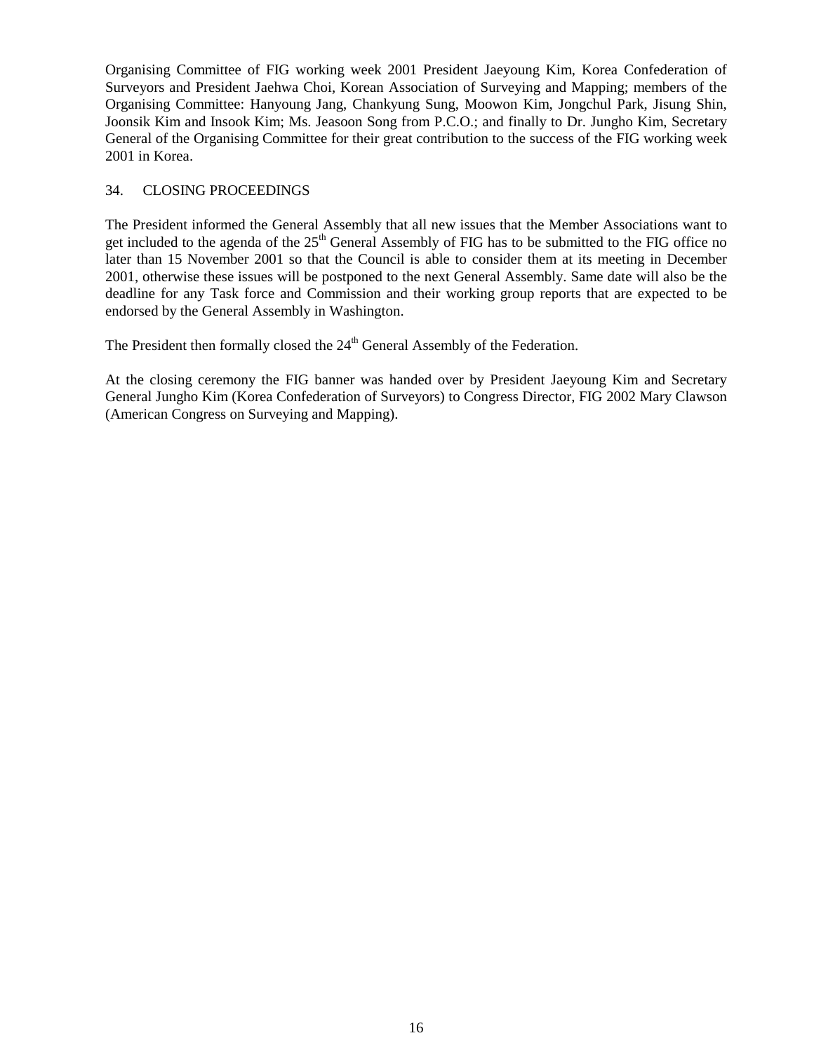Organising Committee of FIG working week 2001 President Jaeyoung Kim, Korea Confederation of Surveyors and President Jaehwa Choi, Korean Association of Surveying and Mapping; members of the Organising Committee: Hanyoung Jang, Chankyung Sung, Moowon Kim, Jongchul Park, Jisung Shin, Joonsik Kim and Insook Kim; Ms. Jeasoon Song from P.C.O.; and finally to Dr. Jungho Kim, Secretary General of the Organising Committee for their great contribution to the success of the FIG working week 2001 in Korea.

## 34. CLOSING PROCEEDINGS

The President informed the General Assembly that all new issues that the Member Associations want to get included to the agenda of the 25th General Assembly of FIG has to be submitted to the FIG office no later than 15 November 2001 so that the Council is able to consider them at its meeting in December 2001, otherwise these issues will be postponed to the next General Assembly. Same date will also be the deadline for any Task force and Commission and their working group reports that are expected to be endorsed by the General Assembly in Washington.

The President then formally closed the 24th General Assembly of the Federation.

At the closing ceremony the FIG banner was handed over by President Jaeyoung Kim and Secretary General Jungho Kim (Korea Confederation of Surveyors) to Congress Director, FIG 2002 Mary Clawson (American Congress on Surveying and Mapping).